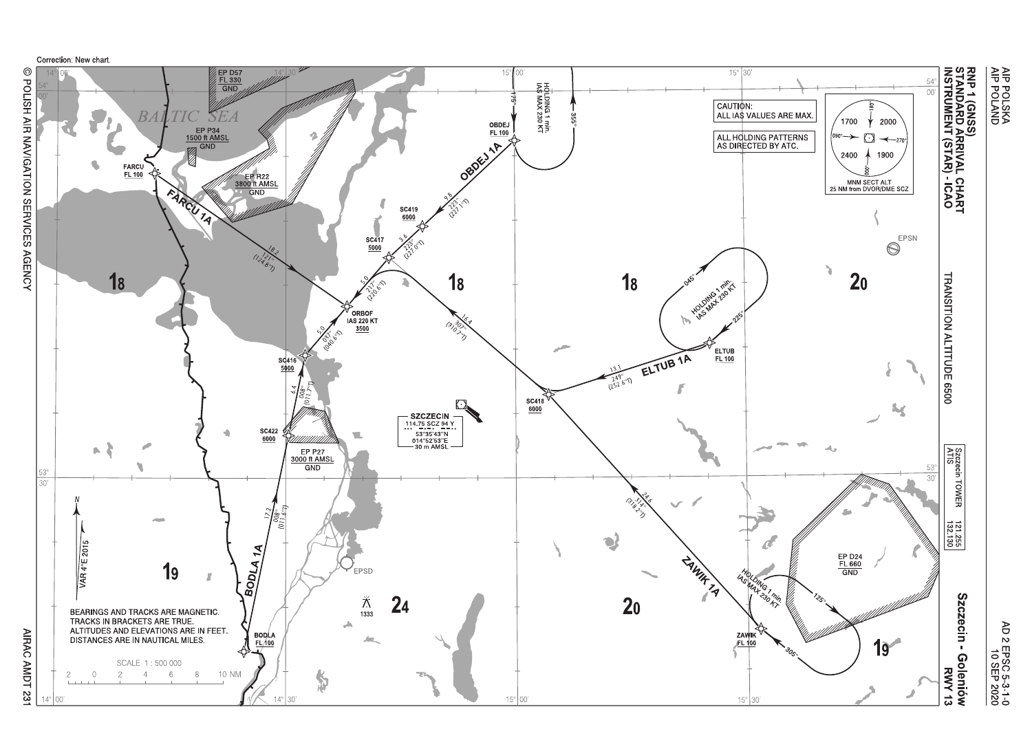Correction: New chart.

# RNP 1 (GNSS) STANDARD ARRIVAL CHART INSTRUMENT (STAR) - ICAO

## Szczecin - Goleniów RWY 13

TRANSITION ALTITUDE 6500

| Szczecin TOWER ATIS | 121.255 132.130 |
| --- | --- |

CAUTION:
ALL IAS VALUES ARE MAX.

ALL HOLDING PATTERNS AS DIRECTED BY ATC.

MNM SECT ALT 25 NM from DVOR/DME SCZ: 1700, 2000, 2400, 1900 (sector boundaries 090°, 180°, 270°, 360°)

SZCZECIN 114.75 SCZ 94 Y
53°35'43"N
014°52'53"E
30 m AMSL

**Waypoints and routes:**

- FARCU FL 100 — FARCU 1A — 121° (124.8°T) 18.2 — ORBOF
- OBDEJ FL 100 — OBDEJ 1A — 223° (227.1°T) 9.8 — SC419 6000 — 223° (227.0°T) 3.6 — SC417 5000 — 217° (220.6°T) 5.0 — ORBOF
- HOLDING 1 min. IAS MAX 230 KT at OBDEJ (175°/355°)
- ELTUB FL 100 — ELTUB 1A — 249° (252.6°T) 13.1 — SC418 6000
- HOLDING 1 min. IAS MAX 230 KT at ELTUB (045°/225°)
- SC418 — 307° (310.7°T) 16.4 — ORBOF
- ZAWIK FL 100 — ZAWIK 1A — 314° (318.2°T) 24.6 — SC418
- HOLDING 1 min. IAS MAX 230 KT at ZAWIK (125°/305°)
- BODLA FL 100 — BODLA 1A — 008° (011.6°T) 17.2 — SC422 6000 — 008° (011.7°T) 6.4 — SC416 5000 — 037° (040.6°T) 5.0 — ORBOF
- ORBOF IAS 220 KT 3500

**Restricted areas:** EP D57 FL 330 GND; EP P34 1500 ft AMSL GND; EP R22 3800 ft AMSL GND; EP P27 3000 ft AMSL GND; EP D24 FL 660 GND

BALTIC SEA, EPSN, EPSD, 1333

VAR 4°E 2015

BEARINGS AND TRACKS ARE MAGNETIC.
TRACKS IN BRACKETS ARE TRUE.
ALTITUDES AND ELEVATIONS ARE IN FEET.
DISTANCES ARE IN NAUTICAL MILES.

SCALE 1 : 500 000

© POLISH AIR NAVIGATION SERVICES AGENCY

AIRAC AMDT 231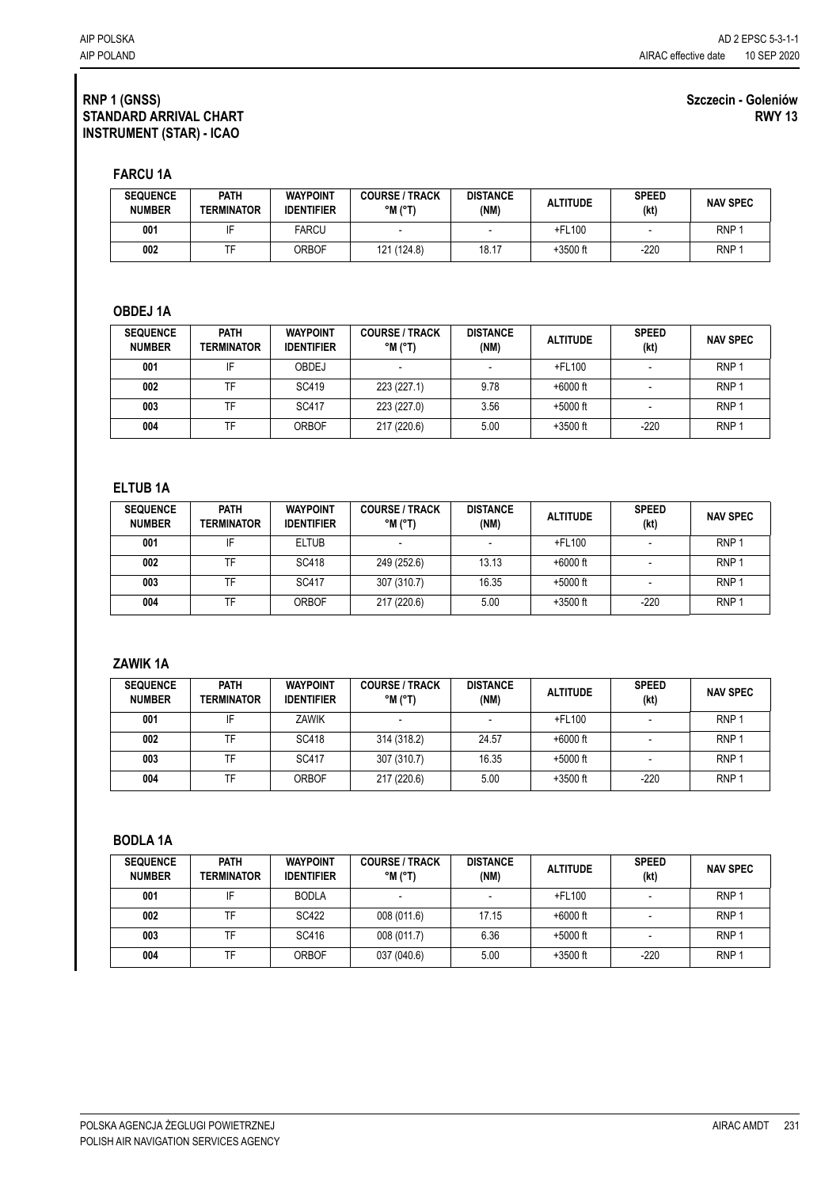**RNP 1 (GNSS)**
**STANDARD ARRIVAL CHART**
**INSTRUMENT (STAR) - ICAO**

**Szczecin - Goleniów**
**RWY 13**

### FARCU 1A

| SEQUENCE NUMBER | PATH TERMINATOR | WAYPOINT IDENTIFIER | COURSE / TRACK °M (°T) | DISTANCE (NM) | ALTITUDE | SPEED (kt) | NAV SPEC |
|---|---|---|---|---|---|---|---|
| 001 | IF | FARCU | - | - | +FL100 | - | RNP 1 |
| 002 | TF | ORBOF | 121 (124.8) | 18.17 | +3500 ft | -220 | RNP 1 |

### OBDEJ 1A

| SEQUENCE NUMBER | PATH TERMINATOR | WAYPOINT IDENTIFIER | COURSE / TRACK °M (°T) | DISTANCE (NM) | ALTITUDE | SPEED (kt) | NAV SPEC |
|---|---|---|---|---|---|---|---|
| 001 | IF | OBDEJ | - | - | +FL100 | - | RNP 1 |
| 002 | TF | SC419 | 223 (227.1) | 9.78 | +6000 ft | - | RNP 1 |
| 003 | TF | SC417 | 223 (227.0) | 3.56 | +5000 ft | - | RNP 1 |
| 004 | TF | ORBOF | 217 (220.6) | 5.00 | +3500 ft | -220 | RNP 1 |

### ELTUB 1A

| SEQUENCE NUMBER | PATH TERMINATOR | WAYPOINT IDENTIFIER | COURSE / TRACK °M (°T) | DISTANCE (NM) | ALTITUDE | SPEED (kt) | NAV SPEC |
|---|---|---|---|---|---|---|---|
| 001 | IF | ELTUB | - | - | +FL100 | - | RNP 1 |
| 002 | TF | SC418 | 249 (252.6) | 13.13 | +6000 ft | - | RNP 1 |
| 003 | TF | SC417 | 307 (310.7) | 16.35 | +5000 ft | - | RNP 1 |
| 004 | TF | ORBOF | 217 (220.6) | 5.00 | +3500 ft | -220 | RNP 1 |

### ZAWIK 1A

| SEQUENCE NUMBER | PATH TERMINATOR | WAYPOINT IDENTIFIER | COURSE / TRACK °M (°T) | DISTANCE (NM) | ALTITUDE | SPEED (kt) | NAV SPEC |
|---|---|---|---|---|---|---|---|
| 001 | IF | ZAWIK | - | - | +FL100 | - | RNP 1 |
| 002 | TF | SC418 | 314 (318.2) | 24.57 | +6000 ft | - | RNP 1 |
| 003 | TF | SC417 | 307 (310.7) | 16.35 | +5000 ft | - | RNP 1 |
| 004 | TF | ORBOF | 217 (220.6) | 5.00 | +3500 ft | -220 | RNP 1 |

### BODLA 1A

| SEQUENCE NUMBER | PATH TERMINATOR | WAYPOINT IDENTIFIER | COURSE / TRACK °M (°T) | DISTANCE (NM) | ALTITUDE | SPEED (kt) | NAV SPEC |
|---|---|---|---|---|---|---|---|
| 001 | IF | BODLA | - | - | +FL100 | - | RNP 1 |
| 002 | TF | SC422 | 008 (011.6) | 17.15 | +6000 ft | - | RNP 1 |
| 003 | TF | SC416 | 008 (011.7) | 6.36 | +5000 ft | - | RNP 1 |
| 004 | TF | ORBOF | 037 (040.6) | 5.00 | +3500 ft | -220 | RNP 1 |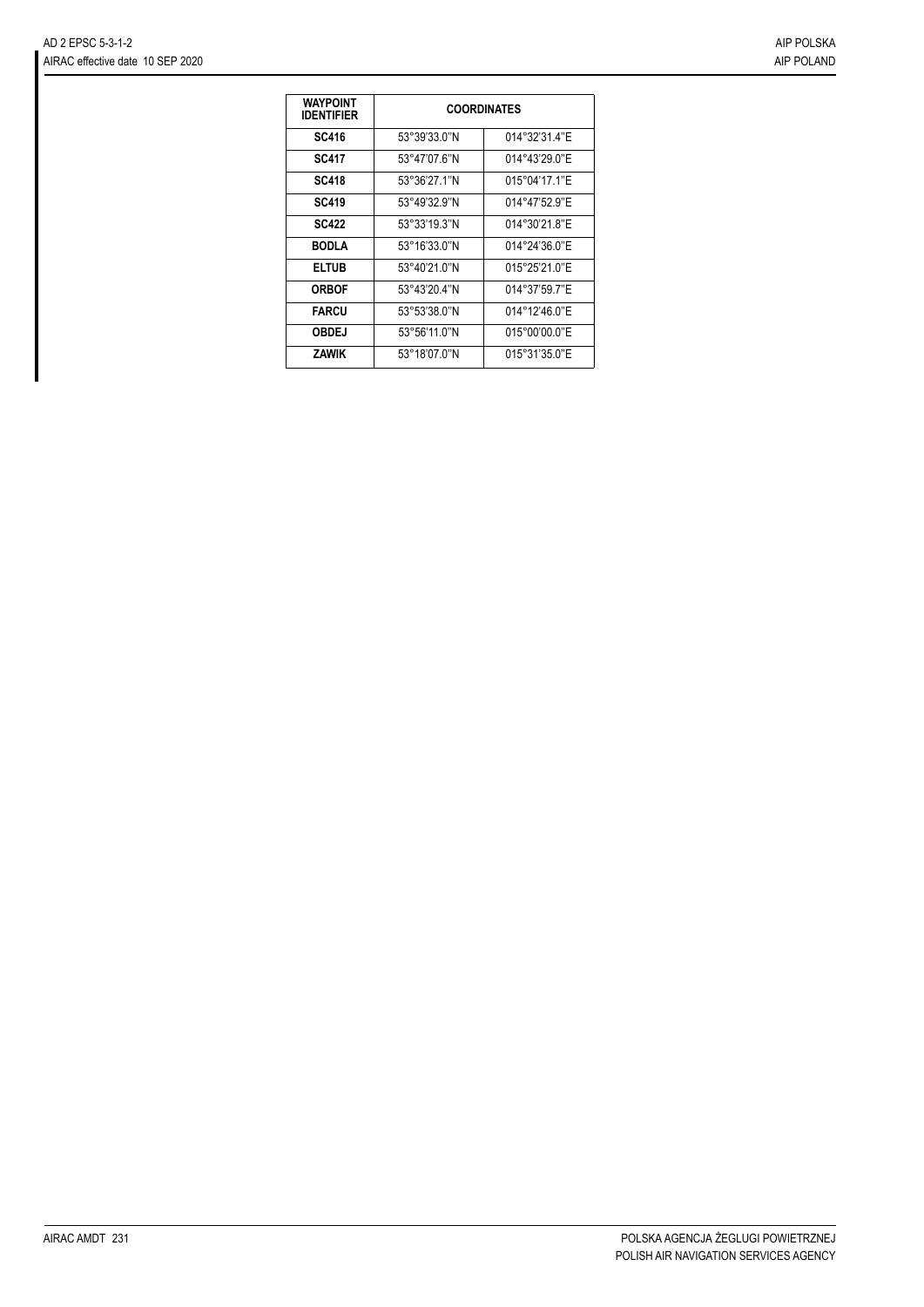| WAYPOINT IDENTIFIER | COORDINATES | |
|---|---|---|
| **SC416** | 53°39'33.0"N | 014°32'31.4"E |
| **SC417** | 53°47'07.6"N | 014°43'29.0"E |
| **SC418** | 53°36'27.1"N | 015°04'17.1"E |
| **SC419** | 53°49'32.9"N | 014°47'52.9"E |
| **SC422** | 53°33'19.3"N | 014°30'21.8"E |
| **BODLA** | 53°16'33.0"N | 014°24'36.0"E |
| **ELTUB** | 53°40'21.0"N | 015°25'21.0"E |
| **ORBOF** | 53°43'20.4"N | 014°37'59.7"E |
| **FARCU** | 53°53'38.0"N | 014°12'46.0"E |
| **OBDEJ** | 53°56'11.0"N | 015°00'00.0"E |
| **ZAWIK** | 53°18'07.0"N | 015°31'35.0"E |